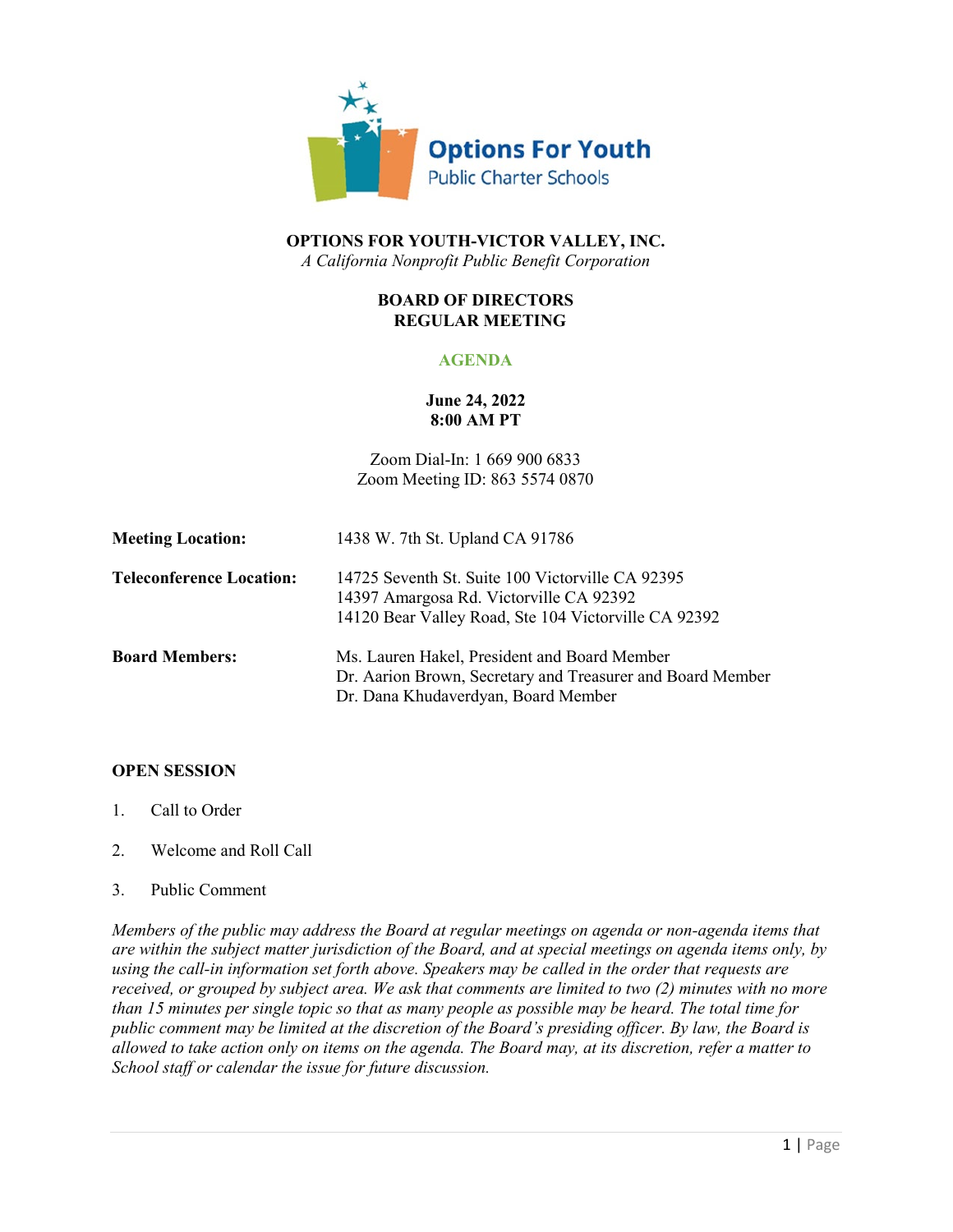Options For Youth
Public Charter Schools

**OPTIONS FOR YOUTH-VICTOR VALLEY, INC.**
*A California Nonprofit Public Benefit Corporation*

**BOARD OF DIRECTORS**
**REGULAR MEETING**

**AGENDA**

**June 24, 2022**
**8:00 AM PT**

Zoom Dial-In: 1 669 900 6833
Zoom Meeting ID: 863 5574 0870

| | |
|---|---|
| **Meeting Location:** | 1438 W. 7th St. Upland CA 91786 |
| **Teleconference Location:** | 14725 Seventh St. Suite 100 Victorville CA 92395<br>14397 Amargosa Rd. Victorville CA 92392<br>14120 Bear Valley Road, Ste 104 Victorville CA 92392 |
| **Board Members:** | Ms. Lauren Hakel, President and Board Member<br>Dr. Aarion Brown, Secretary and Treasurer and Board Member<br>Dr. Dana Khudaverdyan, Board Member |

**OPEN SESSION**

1. Call to Order
2. Welcome and Roll Call
3. Public Comment

*Members of the public may address the Board at regular meetings on agenda or non-agenda items that are within the subject matter jurisdiction of the Board, and at special meetings on agenda items only, by using the call-in information set forth above. Speakers may be called in the order that requests are received, or grouped by subject area. We ask that comments are limited to two (2) minutes with no more than 15 minutes per single topic so that as many people as possible may be heard. The total time for public comment may be limited at the discretion of the Board's presiding officer. By law, the Board is allowed to take action only on items on the agenda. The Board may, at its discretion, refer a matter to School staff or calendar the issue for future discussion.*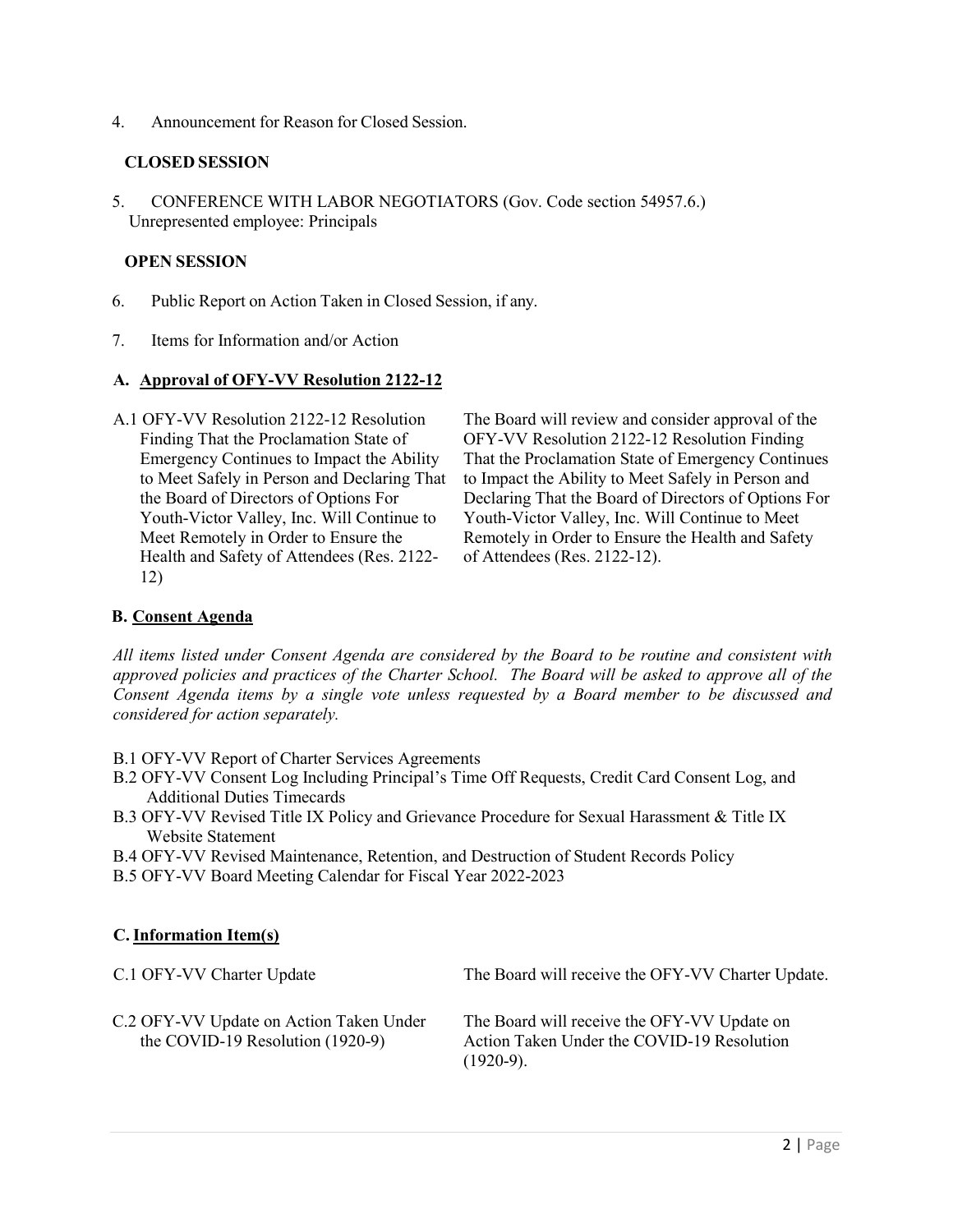4. Announcement for Reason for Closed Session.

**CLOSED SESSION**

5. CONFERENCE WITH LABOR NEGOTIATORS (Gov. Code section 54957.6.)
 Unrepresented employee: Principals

**OPEN SESSION**

6. Public Report on Action Taken in Closed Session, if any.

7. Items for Information and/or Action

**A. <u>Approval of OFY-VV Resolution 2122-12</u>**

| | |
|---|---|
| A.1 OFY-VV Resolution 2122-12 Resolution Finding That the Proclamation State of Emergency Continues to Impact the Ability to Meet Safely in Person and Declaring That the Board of Directors of Options For Youth-Victor Valley, Inc. Will Continue to Meet Remotely in Order to Ensure the Health and Safety of Attendees (Res. 2122-12) | The Board will review and consider approval of the OFY-VV Resolution 2122-12 Resolution Finding That the Proclamation State of Emergency Continues to Impact the Ability to Meet Safely in Person and Declaring That the Board of Directors of Options For Youth-Victor Valley, Inc. Will Continue to Meet Remotely in Order to Ensure the Health and Safety of Attendees (Res. 2122-12). |

**B. <u>Consent Agenda</u>**

*All items listed under Consent Agenda are considered by the Board to be routine and consistent with approved policies and practices of the Charter School. The Board will be asked to approve all of the Consent Agenda items by a single vote unless requested by a Board member to be discussed and considered for action separately.*

B.1 OFY-VV Report of Charter Services Agreements
B.2 OFY-VV Consent Log Including Principal's Time Off Requests, Credit Card Consent Log, and Additional Duties Timecards
B.3 OFY-VV Revised Title IX Policy and Grievance Procedure for Sexual Harassment & Title IX Website Statement
B.4 OFY-VV Revised Maintenance, Retention, and Destruction of Student Records Policy
B.5 OFY-VV Board Meeting Calendar for Fiscal Year 2022-2023

**C. <u>Information Item(s)</u>**

| | |
|---|---|
| C.1 OFY-VV Charter Update | The Board will receive the OFY-VV Charter Update. |
| C.2 OFY-VV Update on Action Taken Under the COVID-19 Resolution (1920-9) | The Board will receive the OFY-VV Update on Action Taken Under the COVID-19 Resolution (1920-9). |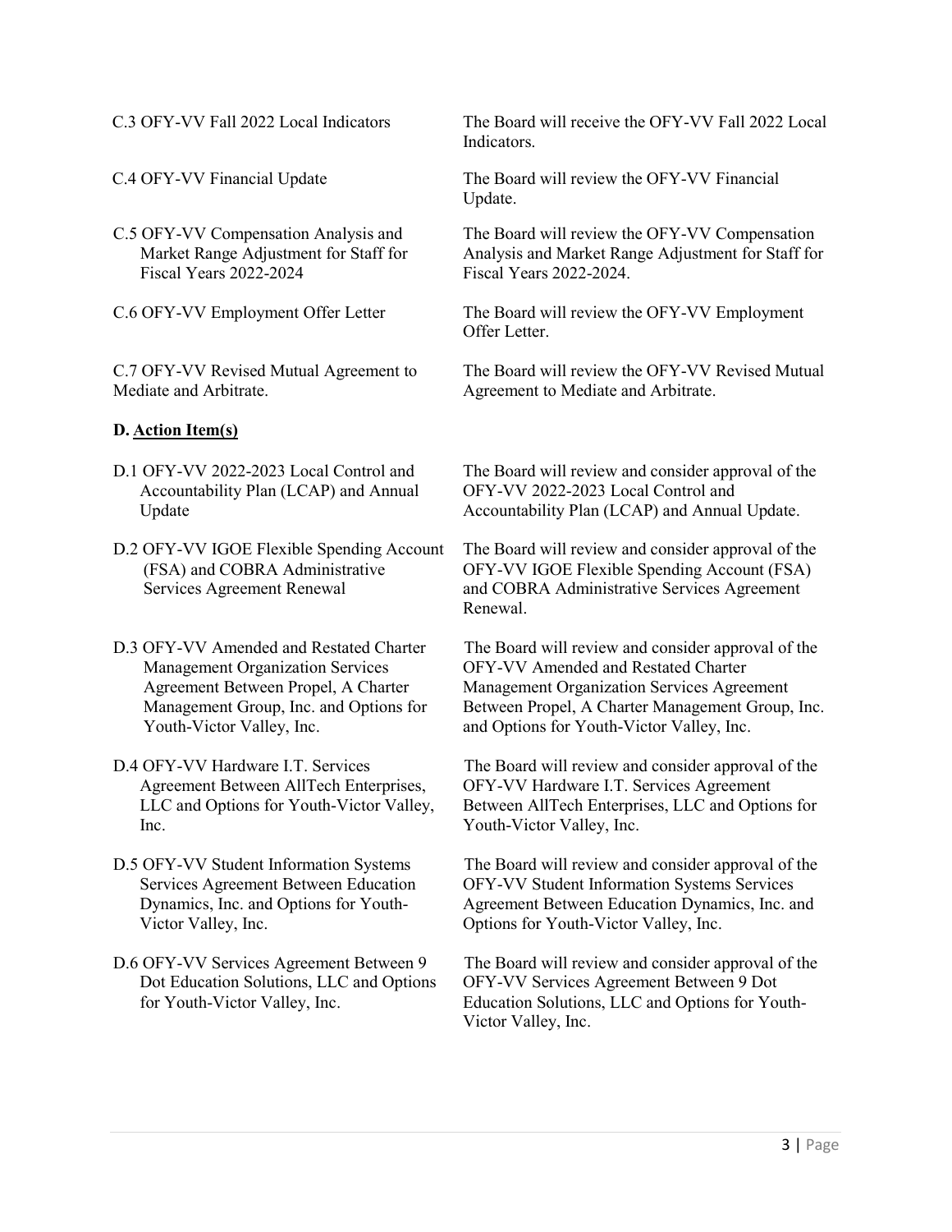| | |
|---|---|
| C.3 OFY-VV Fall 2022 Local Indicators | The Board will receive the OFY-VV Fall 2022 Local Indicators. |
| C.4 OFY-VV Financial Update | The Board will review the OFY-VV Financial Update. |
| C.5 OFY-VV Compensation Analysis and Market Range Adjustment for Staff for Fiscal Years 2022-2024 | The Board will review the OFY-VV Compensation Analysis and Market Range Adjustment for Staff for Fiscal Years 2022-2024. |
| C.6 OFY-VV Employment Offer Letter | The Board will review the OFY-VV Employment Offer Letter. |
| C.7 OFY-VV Revised Mutual Agreement to Mediate and Arbitrate. | The Board will review the OFY-VV Revised Mutual Agreement to Mediate and Arbitrate. |

**D. Action Item(s)**

| | |
|---|---|
| D.1 OFY-VV 2022-2023 Local Control and Accountability Plan (LCAP) and Annual Update | The Board will review and consider approval of the OFY-VV 2022-2023 Local Control and Accountability Plan (LCAP) and Annual Update. |
| D.2 OFY-VV IGOE Flexible Spending Account (FSA) and COBRA Administrative Services Agreement Renewal | The Board will review and consider approval of the OFY-VV IGOE Flexible Spending Account (FSA) and COBRA Administrative Services Agreement Renewal. |
| D.3 OFY-VV Amended and Restated Charter Management Organization Services Agreement Between Propel, A Charter Management Group, Inc. and Options for Youth-Victor Valley, Inc. | The Board will review and consider approval of the OFY-VV Amended and Restated Charter Management Organization Services Agreement Between Propel, A Charter Management Group, Inc. and Options for Youth-Victor Valley, Inc. |
| D.4 OFY-VV Hardware I.T. Services Agreement Between AllTech Enterprises, LLC and Options for Youth-Victor Valley, Inc. | The Board will review and consider approval of the OFY-VV Hardware I.T. Services Agreement Between AllTech Enterprises, LLC and Options for Youth-Victor Valley, Inc. |
| D.5 OFY-VV Student Information Systems Services Agreement Between Education Dynamics, Inc. and Options for Youth-Victor Valley, Inc. | The Board will review and consider approval of the OFY-VV Student Information Systems Services Agreement Between Education Dynamics, Inc. and Options for Youth-Victor Valley, Inc. |
| D.6 OFY-VV Services Agreement Between 9 Dot Education Solutions, LLC and Options for Youth-Victor Valley, Inc. | The Board will review and consider approval of the OFY-VV Services Agreement Between 9 Dot Education Solutions, LLC and Options for Youth-Victor Valley, Inc. |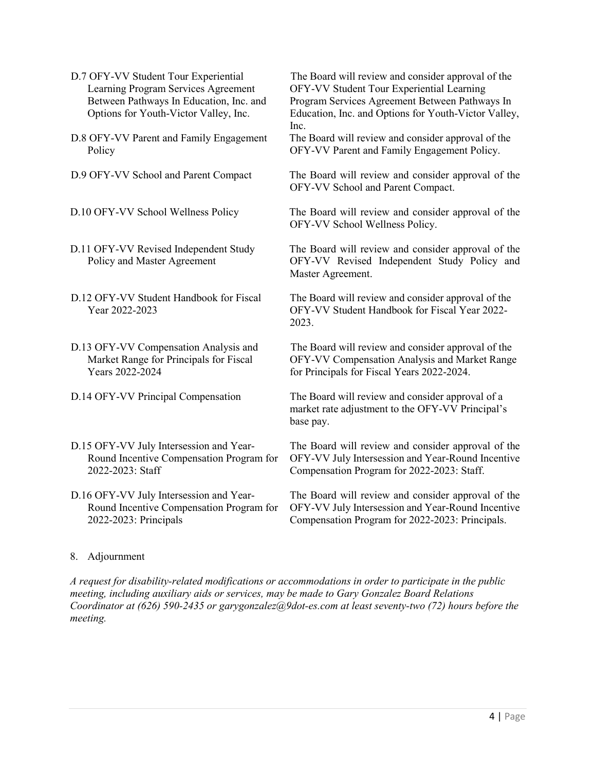| | |
|---|---|
| D.7 OFY-VV Student Tour Experiential Learning Program Services Agreement Between Pathways In Education, Inc. and Options for Youth-Victor Valley, Inc. | The Board will review and consider approval of the OFY-VV Student Tour Experiential Learning Program Services Agreement Between Pathways In Education, Inc. and Options for Youth-Victor Valley, Inc. |
| D.8 OFY-VV Parent and Family Engagement Policy | The Board will review and consider approval of the OFY-VV Parent and Family Engagement Policy. |
| D.9 OFY-VV School and Parent Compact | The Board will review and consider approval of the OFY-VV School and Parent Compact. |
| D.10 OFY-VV School Wellness Policy | The Board will review and consider approval of the OFY-VV School Wellness Policy. |
| D.11 OFY-VV Revised Independent Study Policy and Master Agreement | The Board will review and consider approval of the OFY-VV Revised Independent Study Policy and Master Agreement. |
| D.12 OFY-VV Student Handbook for Fiscal Year 2022-2023 | The Board will review and consider approval of the OFY-VV Student Handbook for Fiscal Year 2022-2023. |
| D.13 OFY-VV Compensation Analysis and Market Range for Principals for Fiscal Years 2022-2024 | The Board will review and consider approval of the OFY-VV Compensation Analysis and Market Range for Principals for Fiscal Years 2022-2024. |
| D.14 OFY-VV Principal Compensation | The Board will review and consider approval of a market rate adjustment to the OFY-VV Principal's base pay. |
| D.15 OFY-VV July Intersession and Year-Round Incentive Compensation Program for 2022-2023: Staff | The Board will review and consider approval of the OFY-VV July Intersession and Year-Round Incentive Compensation Program for 2022-2023: Staff. |
| D.16 OFY-VV July Intersession and Year-Round Incentive Compensation Program for 2022-2023: Principals | The Board will review and consider approval of the OFY-VV July Intersession and Year-Round Incentive Compensation Program for 2022-2023: Principals. |

8. Adjournment

*A request for disability-related modifications or accommodations in order to participate in the public meeting, including auxiliary aids or services, may be made to Gary Gonzalez Board Relations Coordinator at (626) 590-2435 or garygonzalez@9dot-es.com at least seventy-two (72) hours before the meeting.*